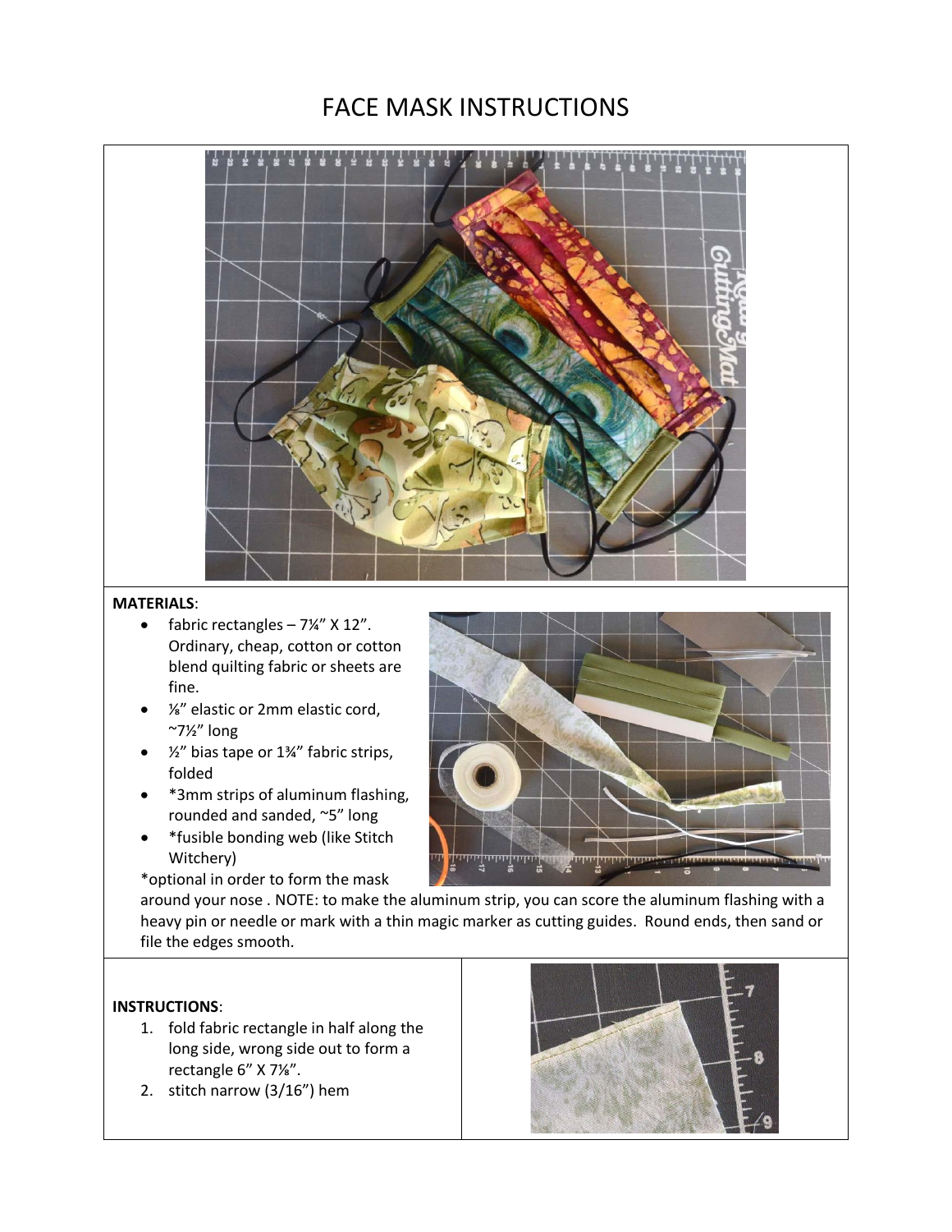# FACE MASK INSTRUCTIONS

**MATERIALS**:

- fabric rectangles – 7¼" X 12". Ordinary, cheap, cotton or cotton blend quilting fabric or sheets are fine.
- ⅛" elastic or 2mm elastic cord, ~7½" long
- ½" bias tape or 1¾" fabric strips, folded
- *3mm strips of aluminum flashing, rounded and sanded, ~5" long
- *fusible bonding web (like Stitch Witchery)

*optional in order to form the mask around your nose . NOTE: to make the aluminum strip, you can score the aluminum flashing with a heavy pin or needle or mark with a thin magic marker as cutting guides. Round ends, then sand or file the edges smooth.

**INSTRUCTIONS**:

1. fold fabric rectangle in half along the long side, wrong side out to form a rectangle 6" X 7⅛".
2. stitch narrow (3/16") hem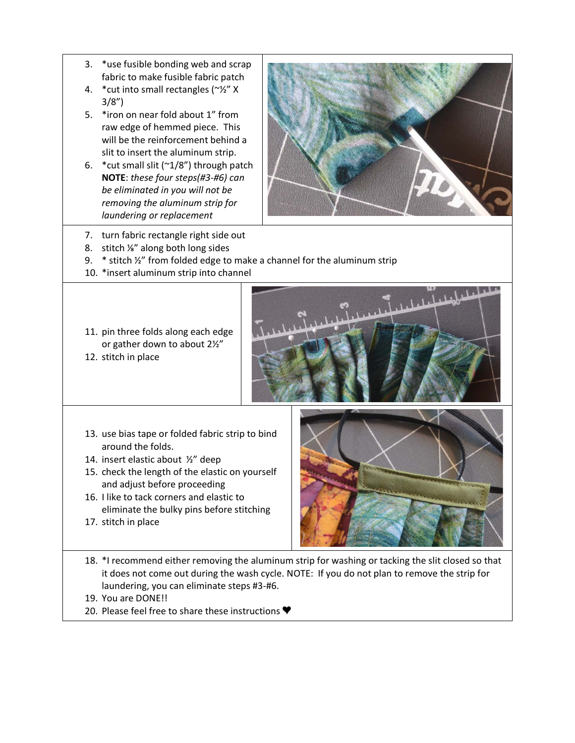3. *use fusible bonding web and scrap fabric to make fusible fabric patch
4. *cut into small rectangles (~½" X 3/8")
5. *iron on near fold about 1" from raw edge of hemmed piece. This will be the reinforcement behind a slit to insert the aluminum strip.
6. *cut small slit (~1/8") through patch **NOTE**: *these four steps(#3-#6) can be eliminated in you will not be removing the aluminum strip for laundering or replacement*
7. turn fabric rectangle right side out
8. stitch ⅛" along both long sides
9. * stitch ½" from folded edge to make a channel for the aluminum strip
10. *insert aluminum strip into channel
11. pin three folds along each edge or gather down to about 2½"
12. stitch in place
13. use bias tape or folded fabric strip to bind around the folds.
14. insert elastic about ½" deep
15. check the length of the elastic on yourself and adjust before proceeding
16. I like to tack corners and elastic to eliminate the bulky pins before stitching
17. stitch in place
18. *I recommend either removing the aluminum strip for washing or tacking the slit closed so that it does not come out during the wash cycle. NOTE: If you do not plan to remove the strip for laundering, you can eliminate steps #3-#6.
19. You are DONE!!
20. Please feel free to share these instructions ♥